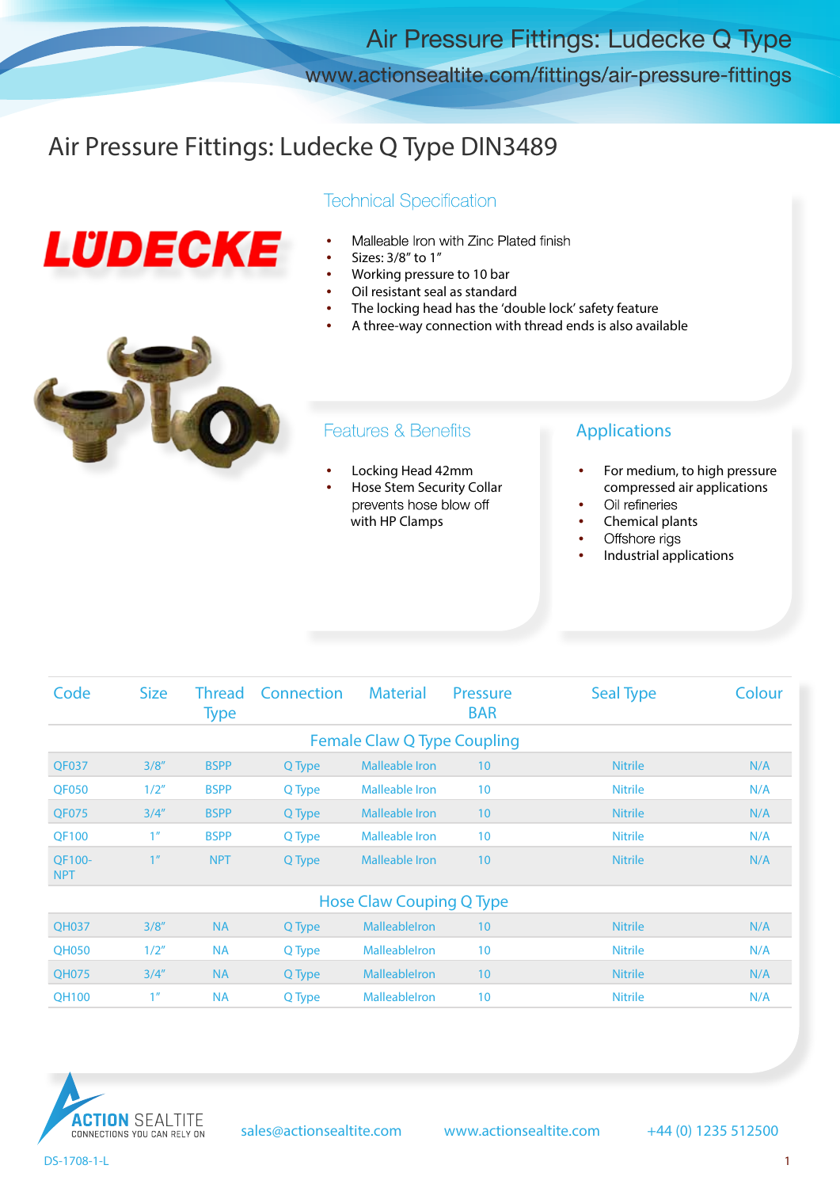# Air Pressure Fittings: Ludecke Q Type

www.actionsealtite.com/fittings/air-pressure-fittings

## Air Pressure Fittings: Ludecke Q Type DIN3489

LÜDECKE

### Technical Specification

- Malleable Iron with Zinc Plated finish
- Sizes: 3/8" to 1"
- Working pressure to 10 bar
- Oil resistant seal as standard
- The locking head has the 'double lock' safety feature
- A three-way connection with thread ends is also available

### Features & Benefits

- Locking Head 42mm
- Hose Stem Security Collar prevents hose blow off with HP Clamps

### Applications

- For medium, to high pressure compressed air applications
- Oil refineries
- Chemical plants
- Offshore rigs
- Industrial applications

| Code | Size | Thread Type | Connection | Material | Pressure BAR | Seal Type | Colour |
|---|---|---|---|---|---|---|---|
| **Female Claw Q Type Coupling** | | | | | | | |
| QF037 | 3/8" | BSPP | Q Type | Malleable Iron | 10 | Nitrile | N/A |
| QF050 | 1/2" | BSPP | Q Type | Malleable Iron | 10 | Nitrile | N/A |
| QF075 | 3/4" | BSPP | Q Type | Malleable Iron | 10 | Nitrile | N/A |
| QF100 | 1" | BSPP | Q Type | Malleable Iron | 10 | Nitrile | N/A |
| QF100-NPT | 1" | NPT | Q Type | Malleable Iron | 10 | Nitrile | N/A |
| **Hose Claw Couping Q Type** | | | | | | | |
| QH037 | 3/8" | NA | Q Type | MalleableIron | 10 | Nitrile | N/A |
| QH050 | 1/2" | NA | Q Type | MalleableIron | 10 | Nitrile | N/A |
| QH075 | 3/4" | NA | Q Type | MalleableIron | 10 | Nitrile | N/A |
| QH100 | 1" | NA | Q Type | MalleableIron | 10 | Nitrile | N/A |

ACTION SEALTITE
CONNECTIONS YOU CAN RELY ON

sales@actionsealtite.com www.actionsealtite.com +44 (0) 1235 512500

DS-1708-1-L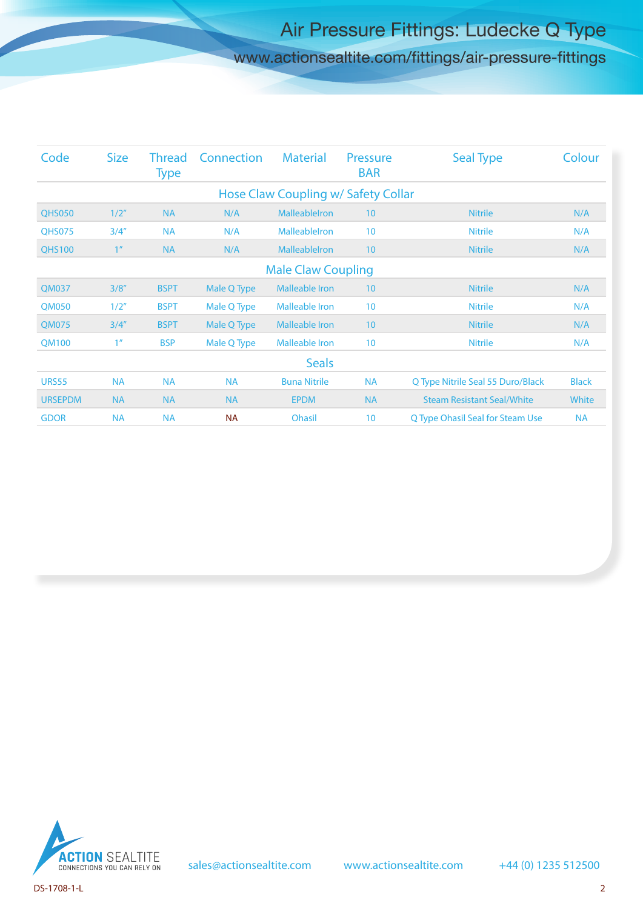# Air Pressure Fittings: Ludecke Q Type

www.actionsealtite.com/fittings/air-pressure-fittings

| Code | Size | Thread Type | Connection | Material | Pressure BAR | Seal Type | Colour |
|---|---|---|---|---|---|---|---|
| **Hose Claw Coupling w/ Safety Collar** | | | | | | | |
| QHS050 | 1/2" | NA | N/A | MalleableIron | 10 | Nitrile | N/A |
| QHS075 | 3/4" | NA | N/A | MalleableIron | 10 | Nitrile | N/A |
| QHS100 | 1" | NA | N/A | MalleableIron | 10 | Nitrile | N/A |
| **Male Claw Coupling** | | | | | | | |
| QM037 | 3/8" | BSPT | Male Q Type | Malleable Iron | 10 | Nitrile | N/A |
| QM050 | 1/2" | BSPT | Male Q Type | Malleable Iron | 10 | Nitrile | N/A |
| QM075 | 3/4" | BSPT | Male Q Type | Malleable Iron | 10 | Nitrile | N/A |
| QM100 | 1" | BSP | Male Q Type | Malleable Iron | 10 | Nitrile | N/A |
| **Seals** | | | | | | | |
| URS55 | NA | NA | NA | Buna Nitrile | NA | Q Type Nitrile Seal 55 Duro/Black | Black |
| URSEPDM | NA | NA | NA | EPDM | NA | Steam Resistant Seal/White | White |
| GDOR | NA | NA | NA | Ohasil | 10 | Q Type Ohasil Seal for Steam Use | NA |

ACTION SEALTITE
CONNECTIONS YOU CAN RELY ON

sales@actionsealtite.com www.actionsealtite.com +44 (0) 1235 512500

DS-1708-1-L